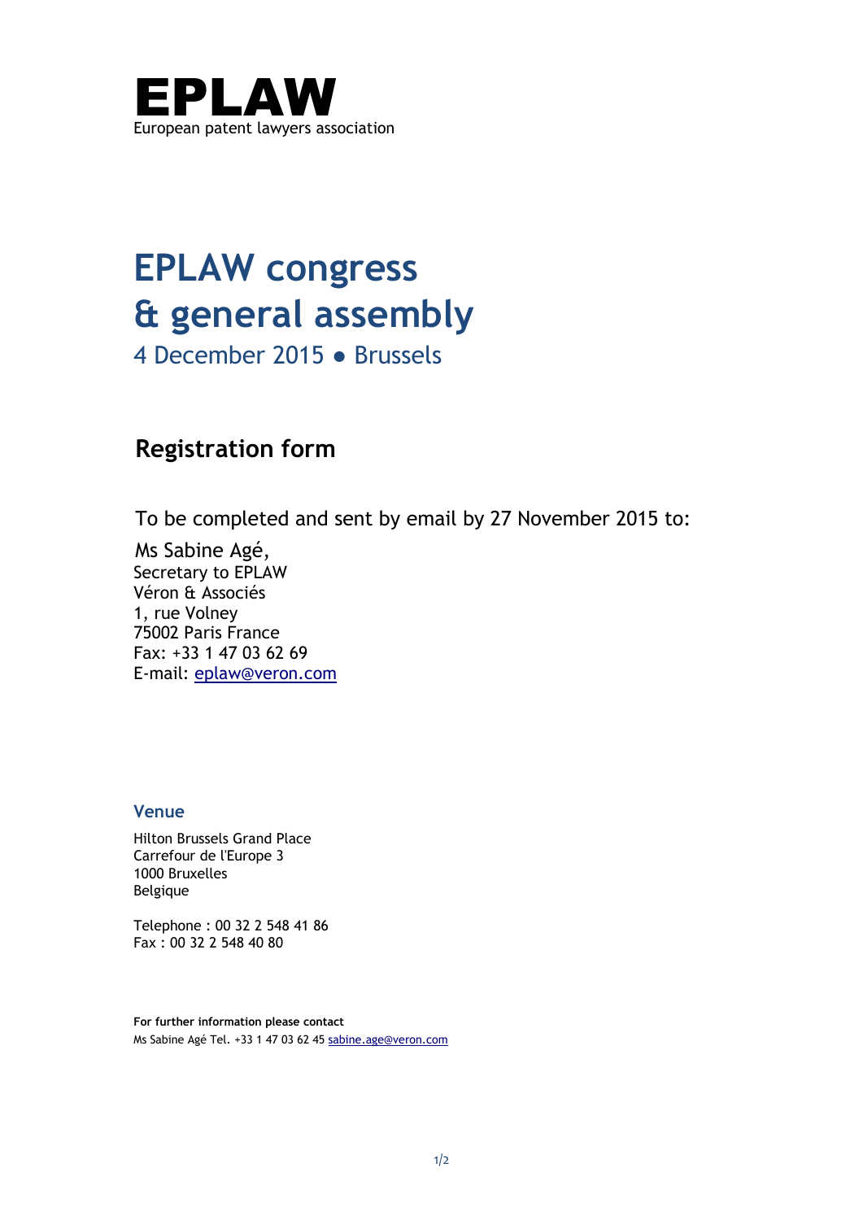# EPLAW

European patent lawyers association

# EPLAW congress & general assembly

4 December 2015 ● Brussels

## Registration form

To be completed and sent by email by 27 November 2015 to:

Ms Sabine Agé,
Secretary to EPLAW
Véron & Associés
1, rue Volney
75002 Paris France
Fax: +33 1 47 03 62 69
E-mail: eplaw@veron.com

### Venue

Hilton Brussels Grand Place
Carrefour de l'Europe 3
1000 Bruxelles
Belgique

Telephone : 00 32 2 548 41 86
Fax : 00 32 2 548 40 80

**For further information please contact**
Ms Sabine Agé Tel. +33 1 47 03 62 45 sabine.age@veron.com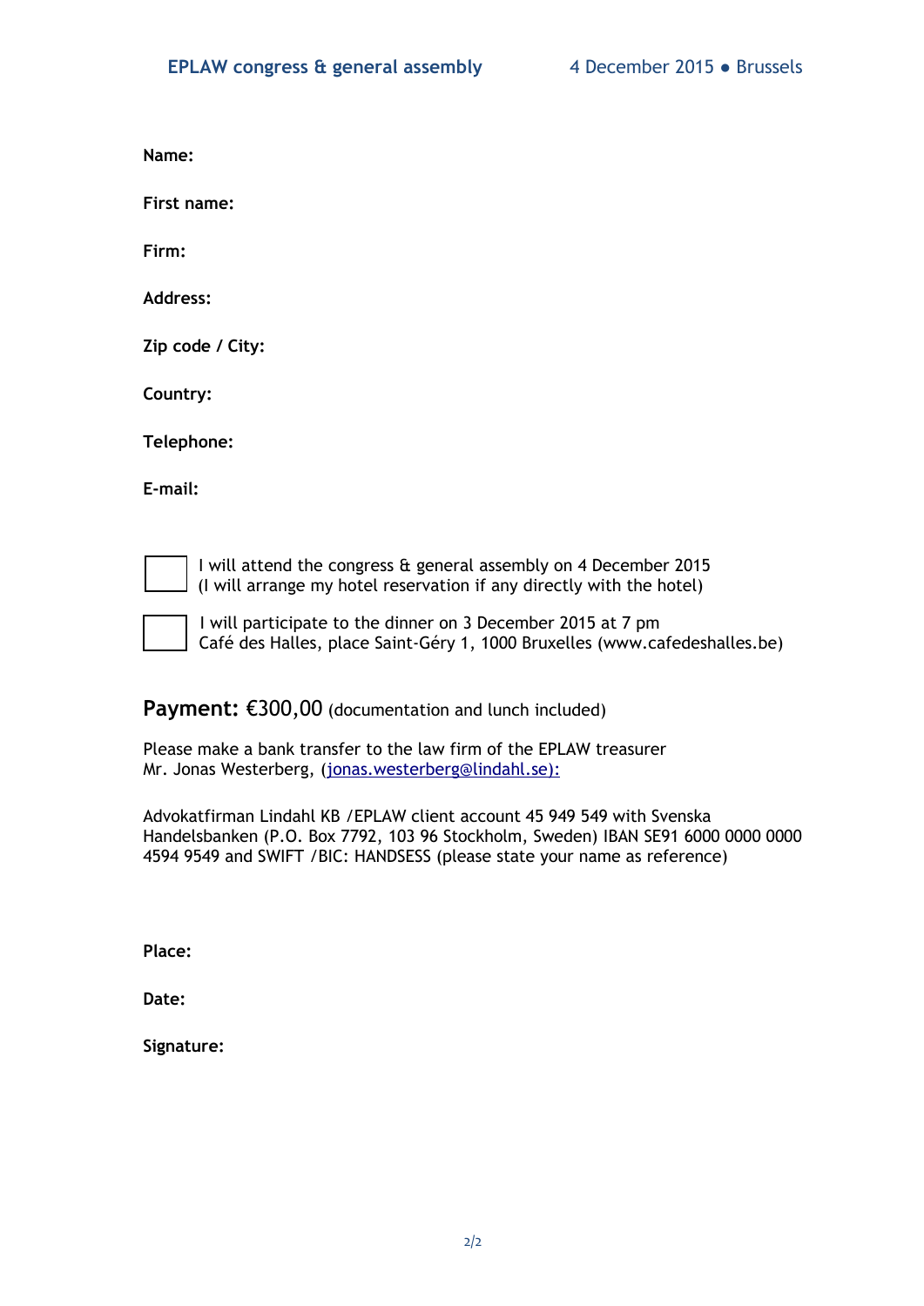**Name:**

**First name:**

**Firm:**

**Address:**

**Zip code / City:**

**Country:**

**Telephone:**

**E-mail:**

☐ I will attend the congress & general assembly on 4 December 2015
(I will arrange my hotel reservation if any directly with the hotel)

☐ I will participate to the dinner on 3 December 2015 at 7 pm
Café des Halles, place Saint-Géry 1, 1000 Bruxelles (www.cafedeshalles.be)

**Payment:** €300,00 (documentation and lunch included)

Please make a bank transfer to the law firm of the EPLAW treasurer
Mr. Jonas Westerberg, (jonas.westerberg@lindahl.se):

Advokatfirman Lindahl KB /EPLAW client account 45 949 549 with Svenska Handelsbanken (P.O. Box 7792, 103 96 Stockholm, Sweden) IBAN SE91 6000 0000 0000 4594 9549 and SWIFT /BIC: HANDSESS (please state your name as reference)

**Place:**

**Date:**

**Signature:**